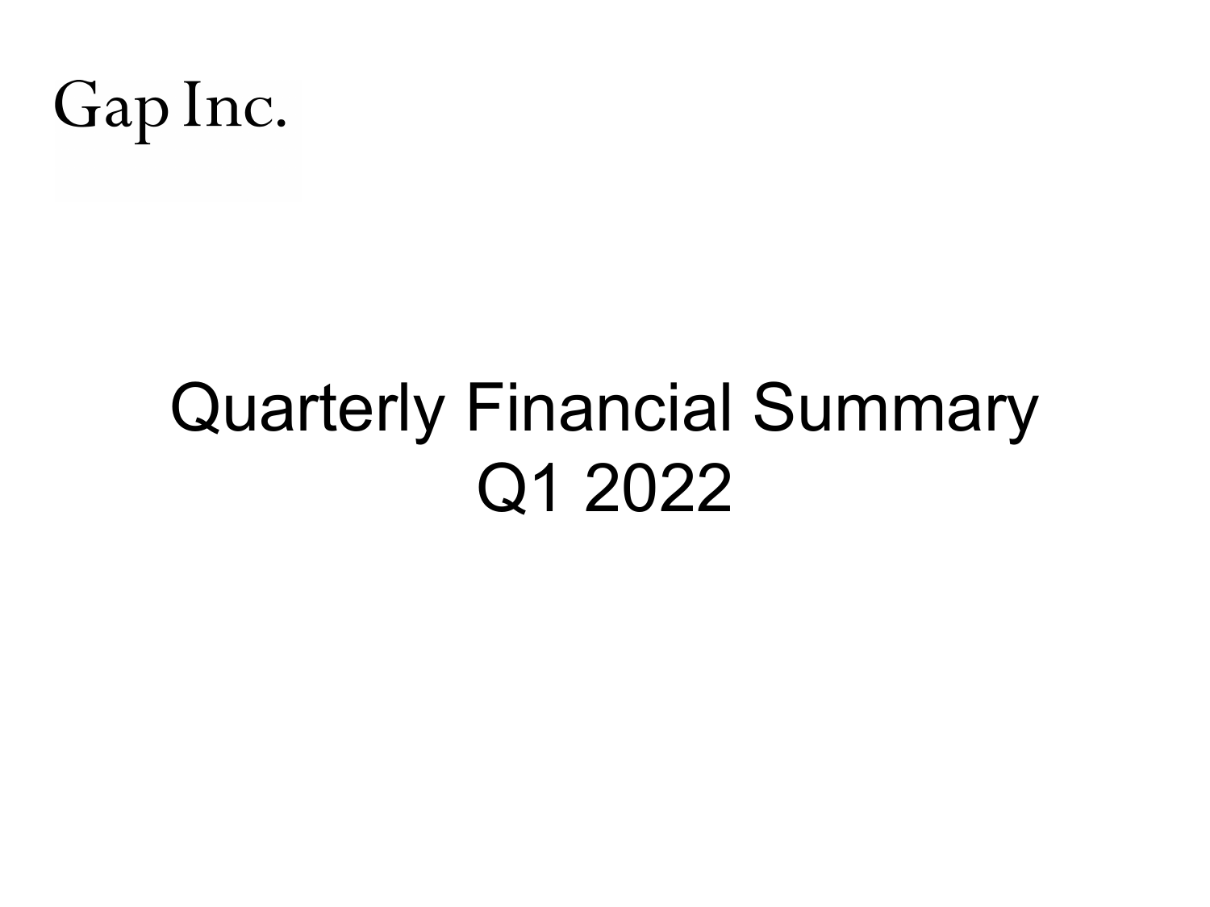Gap Inc.

# Quarterly Financial Summary
# Q1 2022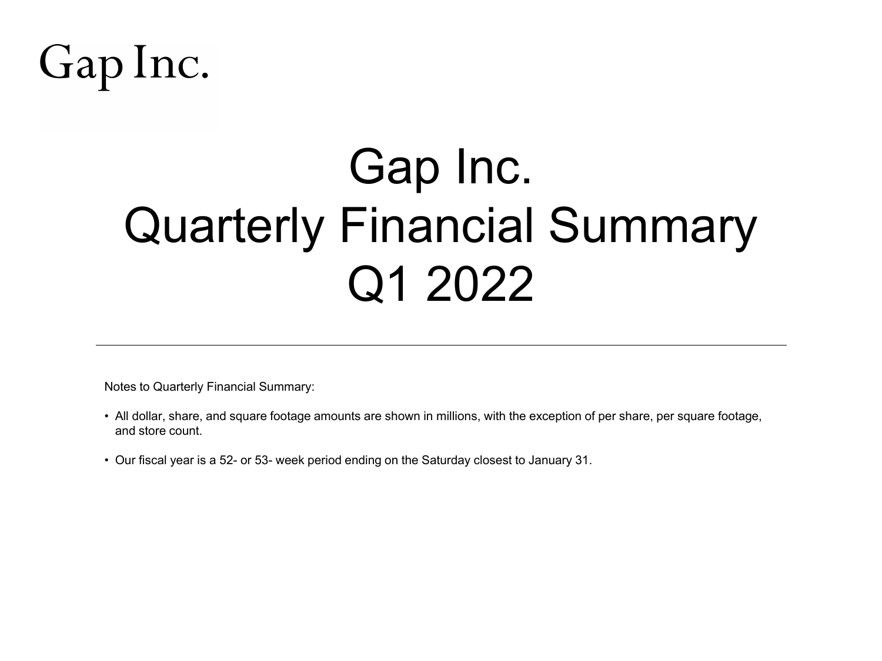Gap Inc.

# Gap Inc.
# Quarterly Financial Summary
# Q1 2022

---

Notes to Quarterly Financial Summary:

- All dollar, share, and square footage amounts are shown in millions, with the exception of per share, per square footage, and store count.
- Our fiscal year is a 52- or 53- week period ending on the Saturday closest to January 31.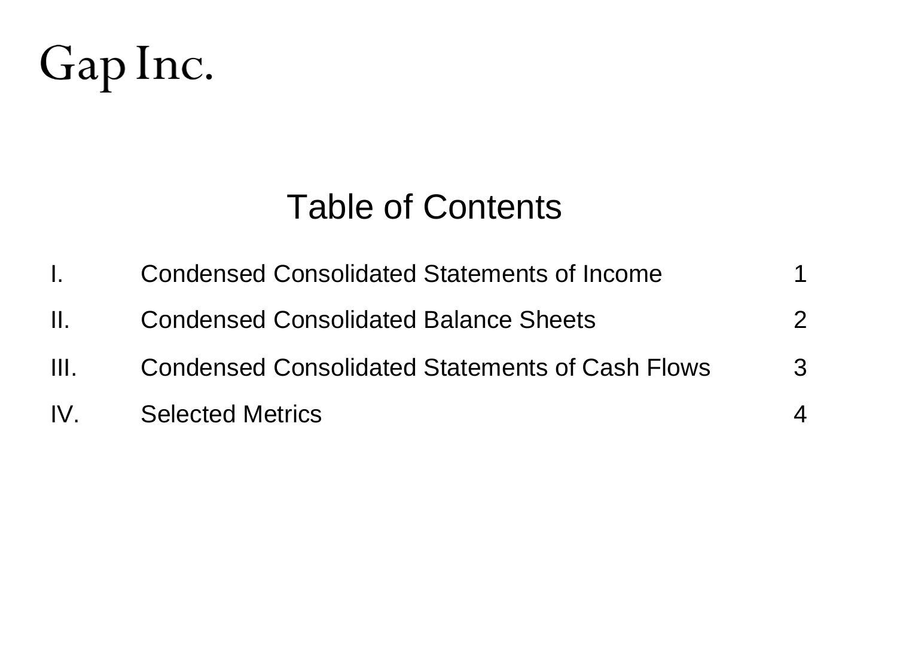Gap Inc.

# Table of Contents

| | | |
|---|---|---|
| I. | Condensed Consolidated Statements of Income | 1 |
| II. | Condensed Consolidated Balance Sheets | 2 |
| III. | Condensed Consolidated Statements of Cash Flows | 3 |
| IV. | Selected Metrics | 4 |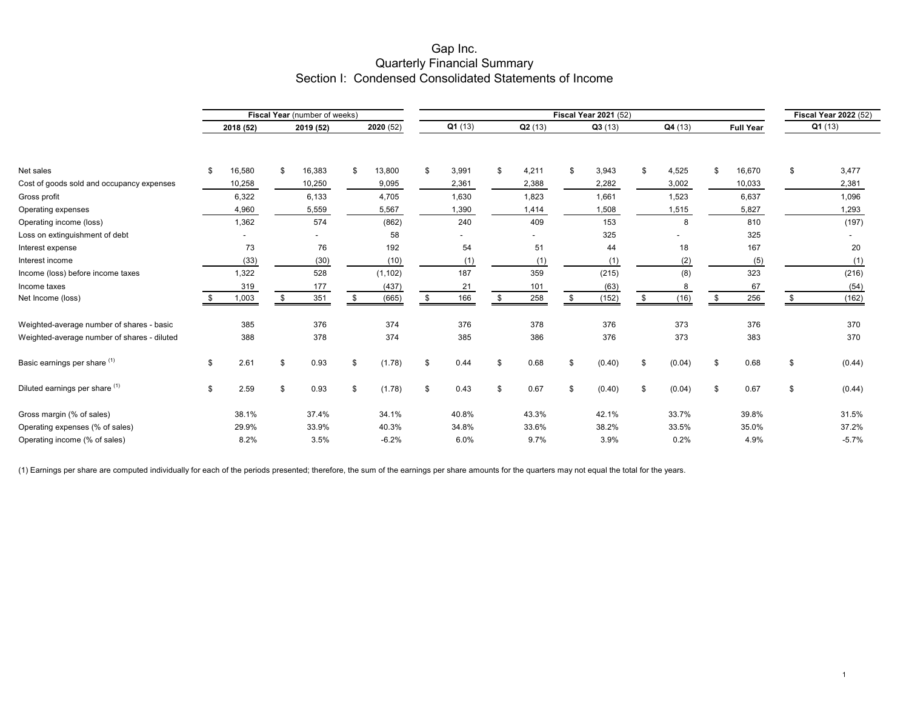# Gap Inc.
## Quarterly Financial Summary
## Section I: Condensed Consolidated Statements of Income

| | Fiscal Year (number of weeks) | | | Fiscal Year 2021 (52) | | | | | Fiscal Year 2022 (52) |
|---|---|---|---|---|---|---|---|---|---|
| | 2018 (52) | 2019 (52) | 2020 (52) | Q1 (13) | Q2 (13) | Q3 (13) | Q4 (13) | Full Year | Q1 (13) |
| Net sales | $ 16,580 | $ 16,383 | $ 13,800 | $ 3,991 | $ 4,211 | $ 3,943 | $ 4,525 | $ 16,670 | $ 3,477 |
| Cost of goods sold and occupancy expenses | 10,258 | 10,250 | 9,095 | 2,361 | 2,388 | 2,282 | 3,002 | 10,033 | 2,381 |
| Gross profit | 6,322 | 6,133 | 4,705 | 1,630 | 1,823 | 1,661 | 1,523 | 6,637 | 1,096 |
| Operating expenses | 4,960 | 5,559 | 5,567 | 1,390 | 1,414 | 1,508 | 1,515 | 5,827 | 1,293 |
| Operating income (loss) | 1,362 | 574 | (862) | 240 | 409 | 153 | 8 | 810 | (197) |
| Loss on extinguishment of debt | - | - | 58 | - | - | 325 | - | 325 | - |
| Interest expense | 73 | 76 | 192 | 54 | 51 | 44 | 18 | 167 | 20 |
| Interest income | (33) | (30) | (10) | (1) | (1) | (1) | (2) | (5) | (1) |
| Income (loss) before income taxes | 1,322 | 528 | (1,102) | 187 | 359 | (215) | (8) | 323 | (216) |
| Income taxes | 319 | 177 | (437) | 21 | 101 | (63) | 8 | 67 | (54) |
| Net Income (loss) | $ 1,003 | $ 351 | $ (665) | $ 166 | $ 258 | $ (152) | $ (16) | $ 256 | $ (162) |
| Weighted-average number of shares - basic | 385 | 376 | 374 | 376 | 378 | 376 | 373 | 376 | 370 |
| Weighted-average number of shares - diluted | 388 | 378 | 374 | 385 | 386 | 376 | 373 | 383 | 370 |
| Basic earnings per share [(1)] | $ 2.61 | $ 0.93 | $ (1.78) | $ 0.44 | $ 0.68 | $ (0.40) | $ (0.04) | $ 0.68 | $ (0.44) |
| Diluted earnings per share [(1)] | $ 2.59 | $ 0.93 | $ (1.78) | $ 0.43 | $ 0.67 | $ (0.40) | $ (0.04) | $ 0.67 | $ (0.44) |
| Gross margin (% of sales) | 38.1% | 37.4% | 34.1% | 40.8% | 43.3% | 42.1% | 33.7% | 39.8% | 31.5% |
| Operating expenses (% of sales) | 29.9% | 33.9% | 40.3% | 34.8% | 33.6% | 38.2% | 33.5% | 35.0% | 37.2% |
| Operating income (% of sales) | 8.2% | 3.5% | -6.2% | 6.0% | 9.7% | 3.9% | 0.2% | 4.9% | -5.7% |

(1) Earnings per share are computed individually for each of the periods presented; therefore, the sum of the earnings per share amounts for the quarters may not equal the total for the years.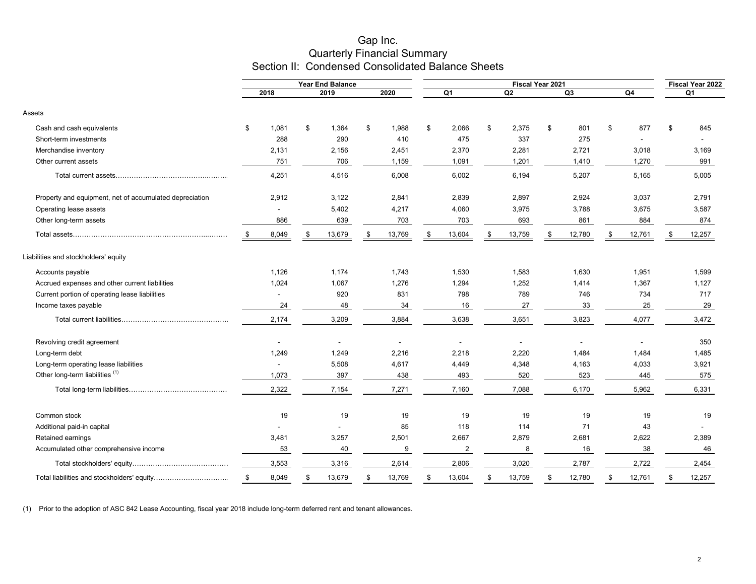# Gap Inc.
## Quarterly Financial Summary
## Section II: Condensed Consolidated Balance Sheets

| | Year End Balance | | | Fiscal Year 2021 | | | | Fiscal Year 2022 |
|---|---|---|---|---|---|---|---|---|
| | 2018 | 2019 | 2020 | Q1 | Q2 | Q3 | Q4 | Q1 |
| **Assets** | | | | | | | | |
| Cash and cash equivalents | $ 1,081 | $ 1,364 | $ 1,988 | $ 2,066 | $ 2,375 | $ 801 | $ 877 | $ 845 |
| Short-term investments | 288 | 290 | 410 | 475 | 337 | 275 | - | - |
| Merchandise inventory | 2,131 | 2,156 | 2,451 | 2,370 | 2,281 | 2,721 | 3,018 | 3,169 |
| Other current assets | 751 | 706 | 1,159 | 1,091 | 1,201 | 1,410 | 1,270 | 991 |
| Total current assets | 4,251 | 4,516 | 6,008 | 6,002 | 6,194 | 5,207 | 5,165 | 5,005 |
| Property and equipment, net of accumulated depreciation | 2,912 | 3,122 | 2,841 | 2,839 | 2,897 | 2,924 | 3,037 | 2,791 |
| Operating lease assets | - | 5,402 | 4,217 | 4,060 | 3,975 | 3,788 | 3,675 | 3,587 |
| Other long-term assets | 886 | 639 | 703 | 703 | 693 | 861 | 884 | 874 |
| Total assets | $ 8,049 | $ 13,679 | $ 13,769 | $ 13,604 | $ 13,759 | $ 12,780 | $ 12,761 | $ 12,257 |
| **Liabilities and stockholders' equity** | | | | | | | | |
| Accounts payable | 1,126 | 1,174 | 1,743 | 1,530 | 1,583 | 1,630 | 1,951 | 1,599 |
| Accrued expenses and other current liabilities | 1,024 | 1,067 | 1,276 | 1,294 | 1,252 | 1,414 | 1,367 | 1,127 |
| Current portion of operating lease liabilities | - | 920 | 831 | 798 | 789 | 746 | 734 | 717 |
| Income taxes payable | 24 | 48 | 34 | 16 | 27 | 33 | 25 | 29 |
| Total current liabilities | 2,174 | 3,209 | 3,884 | 3,638 | 3,651 | 3,823 | 4,077 | 3,472 |
| Revolving credit agreement | - | - | - | - | - | - | - | 350 |
| Long-term debt | 1,249 | 1,249 | 2,216 | 2,218 | 2,220 | 1,484 | 1,484 | 1,485 |
| Long-term operating lease liabilities | - | 5,508 | 4,617 | 4,449 | 4,348 | 4,163 | 4,033 | 3,921 |
| Other long-term liabilities [1] | 1,073 | 397 | 438 | 493 | 520 | 523 | 445 | 575 |
| Total long-term liabilities | 2,322 | 7,154 | 7,271 | 7,160 | 7,088 | 6,170 | 5,962 | 6,331 |
| Common stock | 19 | 19 | 19 | 19 | 19 | 19 | 19 | 19 |
| Additional paid-in capital | - | - | 85 | 118 | 114 | 71 | 43 | - |
| Retained earnings | 3,481 | 3,257 | 2,501 | 2,667 | 2,879 | 2,681 | 2,622 | 2,389 |
| Accumulated other comprehensive income | 53 | 40 | 9 | 2 | 8 | 16 | 38 | 46 |
| Total stockholders' equity | 3,553 | 3,316 | 2,614 | 2,806 | 3,020 | 2,787 | 2,722 | 2,454 |
| Total liabilities and stockholders' equity | $ 8,049 | $ 13,679 | $ 13,769 | $ 13,604 | $ 13,759 | $ 12,780 | $ 12,761 | $ 12,257 |

(1) Prior to the adoption of ASC 842 Lease Accounting, fiscal year 2018 include long-term deferred rent and tenant allowances.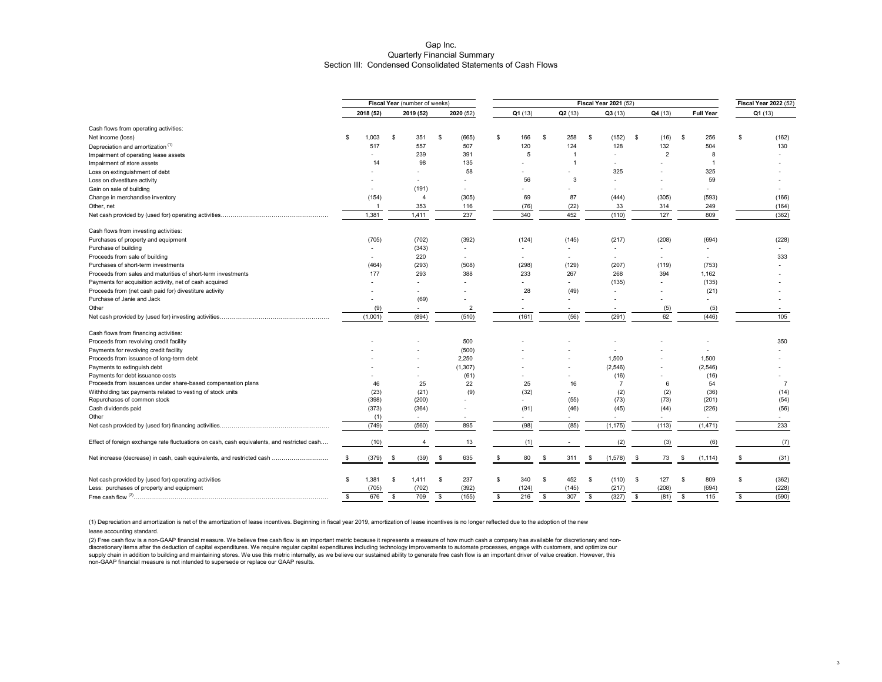# Gap Inc.
## Quarterly Financial Summary
## Section III: Condensed Consolidated Statements of Cash Flows

| | Fiscal Year (number of weeks) | | | Fiscal Year 2021 (52) | | | | | Fiscal Year 2022 (52) |
|---|---|---|---|---|---|---|---|---|---|
| | 2018 (52) | 2019 (52) | 2020 (52) | Q1 (13) | Q2 (13) | Q3 (13) | Q4 (13) | Full Year | Q1 (13) |
| Cash flows from operating activities: | | | | | | | | | |
| Net income (loss) | $ 1,003 | $ 351 | $ (665) | $ 166 | $ 258 | $ (152) | $ (16) | $ 256 | $ (162) |
| Depreciation and amortization [(1)] | 517 | 557 | 507 | 120 | 124 | 128 | 132 | 504 | 130 |
| Impairment of operating lease assets | - | 239 | 391 | 5 | 1 | - | 2 | 8 | - |
| Impairment of store assets | 14 | 98 | 135 | - | 1 | - | - | 1 | - |
| Loss on extinguishment of debt | - | - | 58 | - | - | 325 | - | 325 | - |
| Loss on divestiture activity | - | - | - | 56 | 3 | - | - | 59 | - |
| Gain on sale of building | - | (191) | - | - | - | - | - | - | - |
| Change in merchandise inventory | (154) | 4 | (305) | 69 | 87 | (444) | (305) | (593) | (166) |
| Other, net | 1 | 353 | 116 | (76) | (22) | 33 | 314 | 249 | (164) |
| Net cash provided by (used for) operating activities | 1,381 | 1,411 | 237 | 340 | 452 | (110) | 127 | 809 | (362) |
| Cash flows from investing activities: | | | | | | | | | |
| Purchases of property and equipment | (705) | (702) | (392) | (124) | (145) | (217) | (208) | (694) | (228) |
| Purchase of building | - | (343) | - | - | - | - | - | - | - |
| Proceeds from sale of building | - | 220 | - | - | - | - | - | - | 333 |
| Purchases of short-term investments | (464) | (293) | (508) | (298) | (129) | (207) | (119) | (753) | - |
| Proceeds from sales and maturities of short-term investments | 177 | 293 | 388 | 233 | 267 | 268 | 394 | 1,162 | - |
| Payments for acquisition activity, net of cash acquired | - | - | - | - | - | (135) | - | (135) | - |
| Proceeds from (net cash paid for) divestiture activity | - | - | - | 28 | (49) | - | - | (21) | - |
| Purchase of Janie and Jack | - | (69) | - | - | - | - | - | - | - |
| Other | (9) | - | 2 | - | - | - | (5) | (5) | - |
| Net cash provided by (used for) investing activities | (1,001) | (894) | (510) | (161) | (56) | (291) | 62 | (446) | 105 |
| Cash flows from financing activities: | | | | | | | | | |
| Proceeds from revolving credit facility | - | - | 500 | - | - | - | - | - | 350 |
| Payments for revolving credit facility | - | - | (500) | - | - | - | - | - | - |
| Proceeds from issuance of long-term debt | - | - | 2,250 | - | - | 1,500 | - | 1,500 | - |
| Payments to extinguish debt | - | - | (1,307) | - | - | (2,546) | - | (2,546) | - |
| Payments for debt issuance costs | - | - | (61) | - | - | (16) | - | (16) | - |
| Proceeds from issuances under share-based compensation plans | 46 | 25 | 22 | 25 | 16 | 7 | 6 | 54 | 7 |
| Withholding tax payments related to vesting of stock units | (23) | (21) | (9) | (32) | - | (2) | (2) | (36) | (14) |
| Repurchases of common stock | (398) | (200) | - | - | (55) | (73) | (73) | (201) | (54) |
| Cash dividends paid | (373) | (364) | - | (91) | (46) | (45) | (44) | (226) | (56) |
| Other | (1) | - | - | - | - | - | - | - | - |
| Net cash provided by (used for) financing activities | (749) | (560) | 895 | (98) | (85) | (1,175) | (113) | (1,471) | 233 |
| Effect of foreign exchange rate fluctuations on cash, cash equivalents, and restricted cash | (10) | 4 | 13 | (1) | - | (2) | (3) | (6) | (7) |
| Net increase (decrease) in cash, cash equivalents, and restricted cash | $ (379) | $ (39) | $ 635 | $ 80 | $ 311 | $ (1,578) | $ 73 | $ (1,114) | $ (31) |
| Net cash provided by (used for) operating activities | $ 1,381 | $ 1,411 | $ 237 | $ 340 | $ 452 | $ (110) | $ 127 | $ 809 | $ (362) |
| Less: purchases of property and equipment | (705) | (702) | (392) | (124) | (145) | (217) | (208) | (694) | (228) |
| Free cash flow [(2)] | $ 676 | $ 709 | $ (155) | $ 216 | $ 307 | $ (327) | $ (81) | $ 115 | $ (590) |

(1) Depreciation and amortization is net of the amortization of lease incentives. Beginning in fiscal year 2019, amortization of lease incentives is no longer reflected due to the adoption of the new lease accounting standard.

(2) Free cash flow is a non-GAAP financial measure. We believe free cash flow is an important metric because it represents a measure of how much cash a company has available for discretionary and non-discretionary items after the deduction of capital expenditures. We require regular capital expenditures including technology improvements to automate processes, engage with customers, and optimize our supply chain in addition to building and maintaining stores. We use this metric internally, as we believe our sustained ability to generate free cash flow is an important driver of value creation. However, this non-GAAP financial measure is not intended to supersede or replace our GAAP results.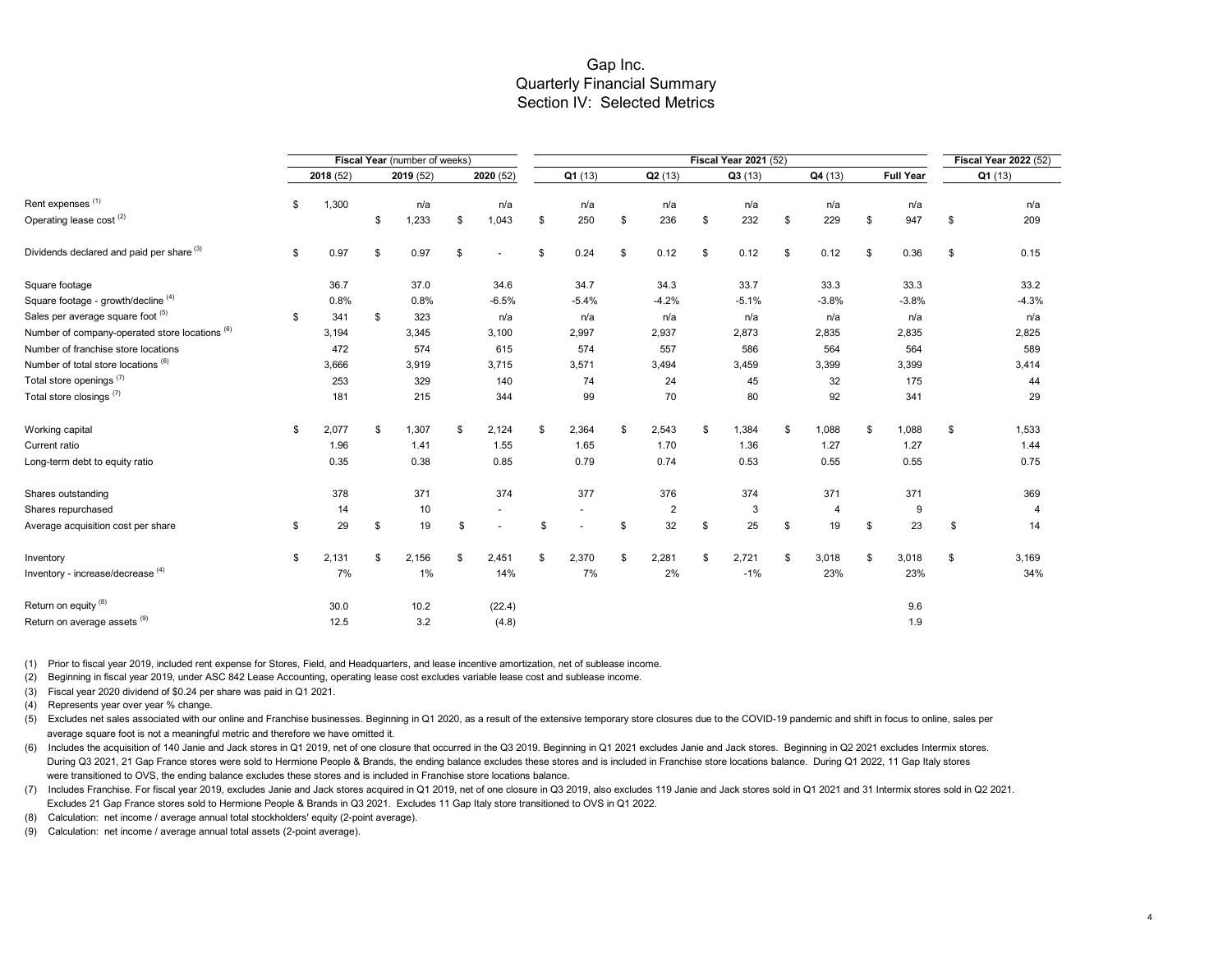# Gap Inc.
## Quarterly Financial Summary
## Section IV: Selected Metrics

| | Fiscal Year (number of weeks) | | | Fiscal Year 2021 (52) | | | | | Fiscal Year 2022 (52) |
|---|---|---|---|---|---|---|---|---|---|
| | 2018 (52) | 2019 (52) | 2020 (52) | Q1 (13) | Q2 (13) | Q3 (13) | Q4 (13) | Full Year | Q1 (13) |
| Rent expenses [(1)] | $ 1,300 | n/a | n/a | n/a | n/a | n/a | n/a | n/a | n/a |
| Operating lease cost [(2)] | | $ 1,233 | $ 1,043 | $ 250 | $ 236 | $ 232 | $ 229 | $ 947 | $ 209 |
| Dividends declared and paid per share [(3)] | $ 0.97 | $ 0.97 | $ - | $ 0.24 | $ 0.12 | $ 0.12 | $ 0.12 | $ 0.36 | $ 0.15 |
| Square footage | 36.7 | 37.0 | 34.6 | 34.7 | 34.3 | 33.7 | 33.3 | 33.3 | 33.2 |
| Square footage - growth/decline [(4)] | 0.8% | 0.8% | -6.5% | -5.4% | -4.2% | -5.1% | -3.8% | -3.8% | -4.3% |
| Sales per average square foot [(5)] | $ 341 | $ 323 | n/a | n/a | n/a | n/a | n/a | n/a | n/a |
| Number of company-operated store locations [(6)] | 3,194 | 3,345 | 3,100 | 2,997 | 2,937 | 2,873 | 2,835 | 2,835 | 2,825 |
| Number of franchise store locations | 472 | 574 | 615 | 574 | 557 | 586 | 564 | 564 | 589 |
| Number of total store locations [(6)] | 3,666 | 3,919 | 3,715 | 3,571 | 3,494 | 3,459 | 3,399 | 3,399 | 3,414 |
| Total store openings [(7)] | 253 | 329 | 140 | 74 | 24 | 45 | 32 | 175 | 44 |
| Total store closings [(7)] | 181 | 215 | 344 | 99 | 70 | 80 | 92 | 341 | 29 |
| Working capital | $ 2,077 | $ 1,307 | $ 2,124 | $ 2,364 | $ 2,543 | $ 1,384 | $ 1,088 | $ 1,088 | $ 1,533 |
| Current ratio | 1.96 | 1.41 | 1.55 | 1.65 | 1.70 | 1.36 | 1.27 | 1.27 | 1.44 |
| Long-term debt to equity ratio | 0.35 | 0.38 | 0.85 | 0.79 | 0.74 | 0.53 | 0.55 | 0.55 | 0.75 |
| Shares outstanding | 378 | 371 | 374 | 377 | 376 | 374 | 371 | 371 | 369 |
| Shares repurchased | 14 | 10 | - | - | 2 | 3 | 4 | 9 | 4 |
| Average acquisition cost per share | $ 29 | $ 19 | $ - | $ - | $ 32 | $ 25 | $ 19 | $ 23 | $ 14 |
| Inventory | $ 2,131 | $ 2,156 | $ 2,451 | $ 2,370 | $ 2,281 | $ 2,721 | $ 3,018 | $ 3,018 | $ 3,169 |
| Inventory - increase/decrease [(4)] | 7% | 1% | 14% | 7% | 2% | -1% | 23% | 23% | 34% |
| Return on equity [(8)] | 30.0 | 10.2 | (22.4) | | | | | 9.6 | |
| Return on average assets [(9)] | 12.5 | 3.2 | (4.8) | | | | | 1.9 | |

(1) Prior to fiscal year 2019, included rent expense for Stores, Field, and Headquarters, and lease incentive amortization, net of sublease income.

(2) Beginning in fiscal year 2019, under ASC 842 Lease Accounting, operating lease cost excludes variable lease cost and sublease income.

(3) Fiscal year 2020 dividend of $0.24 per share was paid in Q1 2021.

(4) Represents year over year % change.

(5) Excludes net sales associated with our online and Franchise businesses. Beginning in Q1 2020, as a result of the extensive temporary store closures due to the COVID-19 pandemic and shift in focus to online, sales per average square foot is not a meaningful metric and therefore we have omitted it.

(6) Includes the acquisition of 140 Janie and Jack stores in Q1 2019, net of one closure that occurred in the Q3 2019. Beginning in Q1 2021 excludes Janie and Jack stores. Beginning in Q2 2021 excludes Intermix stores. During Q3 2021, 21 Gap France stores were sold to Hermione People & Brands, the ending balance excludes these stores and is included in Franchise store locations balance. During Q1 2022, 11 Gap Italy stores were transitioned to OVS, the ending balance excludes these stores and is included in Franchise store locations balance.

(7) Includes Franchise. For fiscal year 2019, excludes Janie and Jack stores acquired in Q1 2019, net of one closure in Q3 2019, also excludes 119 Janie and Jack stores sold in Q1 2021 and 31 Intermix stores sold in Q2 2021. Excludes 21 Gap France stores sold to Hermione People & Brands in Q3 2021. Excludes 11 Gap Italy store transitioned to OVS in Q1 2022.

(8) Calculation: net income / average annual total stockholders' equity (2-point average).

(9) Calculation: net income / average annual total assets (2-point average).